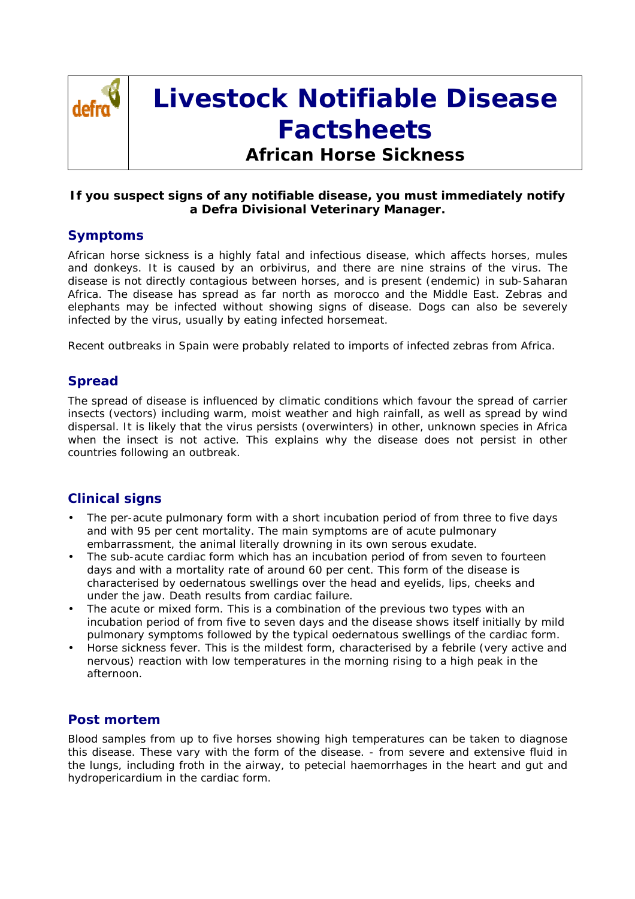# Livestock Notifiable Disease Factsheets

## African Horse Sickness

**If you suspect signs of any notifiable disease, you must immediately notify a Defra Divisional Veterinary Manager.**

### Symptoms

African horse sickness is a highly fatal and infectious disease, which affects horses, mules and donkeys. It is caused by an orbivirus, and there are nine strains of the virus. The disease is not directly contagious between horses, and is present (endemic) in sub-Saharan Africa. The disease has spread as far north as morocco and the Middle East. Zebras and elephants may be infected without showing signs of disease. Dogs can also be severely infected by the virus, usually by eating infected horsemeat.

Recent outbreaks in Spain were probably related to imports of infected zebras from Africa.

### Spread

The spread of disease is influenced by climatic conditions which favour the spread of carrier insects (vectors) including warm, moist weather and high rainfall, as well as spread by wind dispersal. It is likely that the virus persists (overwinters) in other, unknown species in Africa when the insect is not active. This explains why the disease does not persist in other countries following an outbreak.

### Clinical signs

- The per-acute pulmonary form with a short incubation period of from three to five days and with 95 per cent mortality. The main symptoms are of acute pulmonary embarrassment, the animal literally drowning in its own serous exudate.
- The sub-acute cardiac form which has an incubation period of from seven to fourteen days and with a mortality rate of around 60 per cent. This form of the disease is characterised by oedernatous swellings over the head and eyelids, lips, cheeks and under the jaw. Death results from cardiac failure.
- The acute or mixed form. This is a combination of the previous two types with an incubation period of from five to seven days and the disease shows itself initially by mild pulmonary symptoms followed by the typical oedernatous swellings of the cardiac form.
- Horse sickness fever. This is the mildest form, characterised by a febrile (very active and nervous) reaction with low temperatures in the morning rising to a high peak in the afternoon.

### Post mortem

Blood samples from up to five horses showing high temperatures can be taken to diagnose this disease. These vary with the form of the disease. - from severe and extensive fluid in the lungs, including froth in the airway, to petecial haemorrhages in the heart and gut and hydropericardium in the cardiac form.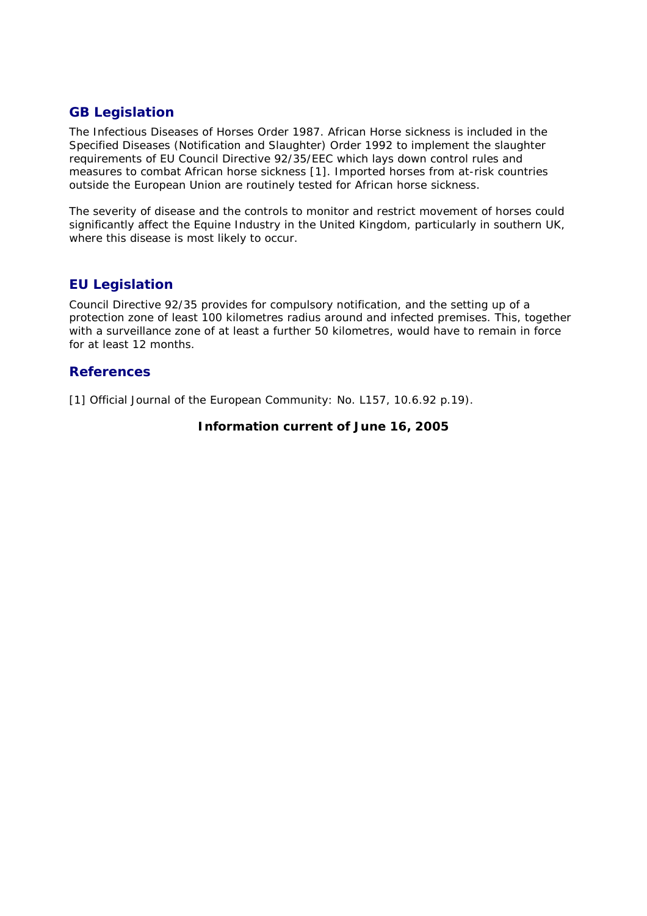## GB Legislation

The Infectious Diseases of Horses Order 1987. African Horse sickness is included in the Specified Diseases (Notification and Slaughter) Order 1992 to implement the slaughter requirements of EU Council Directive 92/35/EEC which lays down control rules and measures to combat African horse sickness [1]. Imported horses from at-risk countries outside the European Union are routinely tested for African horse sickness.

The severity of disease and the controls to monitor and restrict movement of horses could significantly affect the Equine Industry in the United Kingdom, particularly in southern UK, where this disease is most likely to occur.

## EU Legislation

Council Directive 92/35 provides for compulsory notification, and the setting up of a protection zone of least 100 kilometres radius around and infected premises. This, together with a surveillance zone of at least a further 50 kilometres, would have to remain in force for at least 12 months.

## References

[1] Official Journal of the European Community: No. L157, 10.6.92 p.19).

**Information current of June 16, 2005**